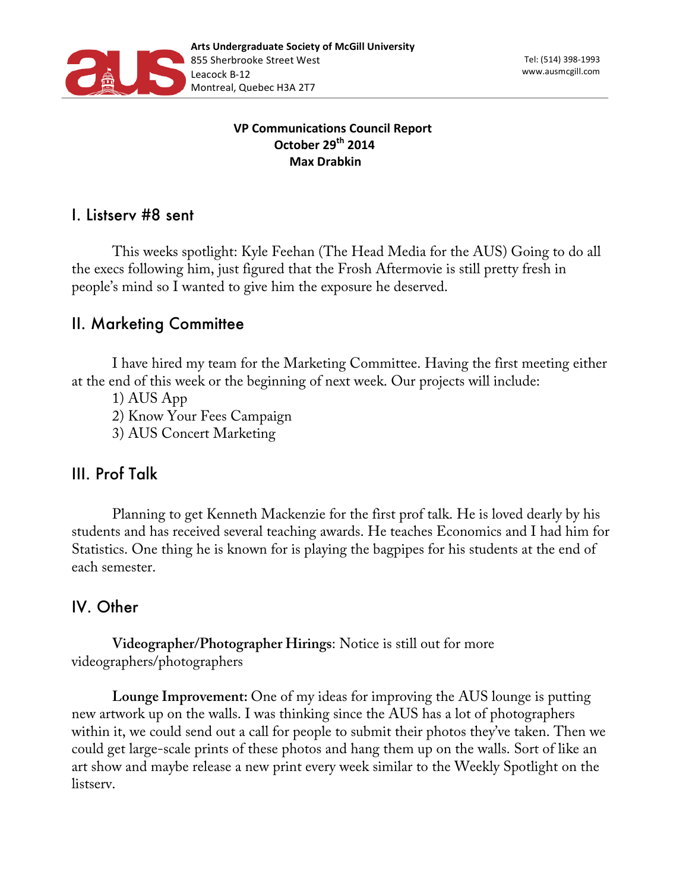**Arts Undergraduate Society of McGill University**
855 Sherbrooke Street West
Leacock B-12
Montreal, Quebec H3A 2T7

Tel: (514) 398-1993
www.ausmcgill.com

**VP Communications Council Report**
**October 29th 2014**
**Max Drabkin**

## I. Listserv #8 sent

This weeks spotlight: Kyle Feehan (The Head Media for the AUS) Going to do all the execs following him, just figured that the Frosh Aftermovie is still pretty fresh in people's mind so I wanted to give him the exposure he deserved.

## II. Marketing Committee

I have hired my team for the Marketing Committee. Having the first meeting either at the end of this week or the beginning of next week. Our projects will include:

1) AUS App
2) Know Your Fees Campaign
3) AUS Concert Marketing

## III. Prof Talk

Planning to get Kenneth Mackenzie for the first prof talk. He is loved dearly by his students and has received several teaching awards. He teaches Economics and I had him for Statistics. One thing he is known for is playing the bagpipes for his students at the end of each semester.

## IV. Other

**Videographer/Photographer Hirings**: Notice is still out for more videographers/photographers

**Lounge Improvement:** One of my ideas for improving the AUS lounge is putting new artwork up on the walls. I was thinking since the AUS has a lot of photographers within it, we could send out a call for people to submit their photos they've taken. Then we could get large-scale prints of these photos and hang them up on the walls. Sort of like an art show and maybe release a new print every week similar to the Weekly Spotlight on the listserv.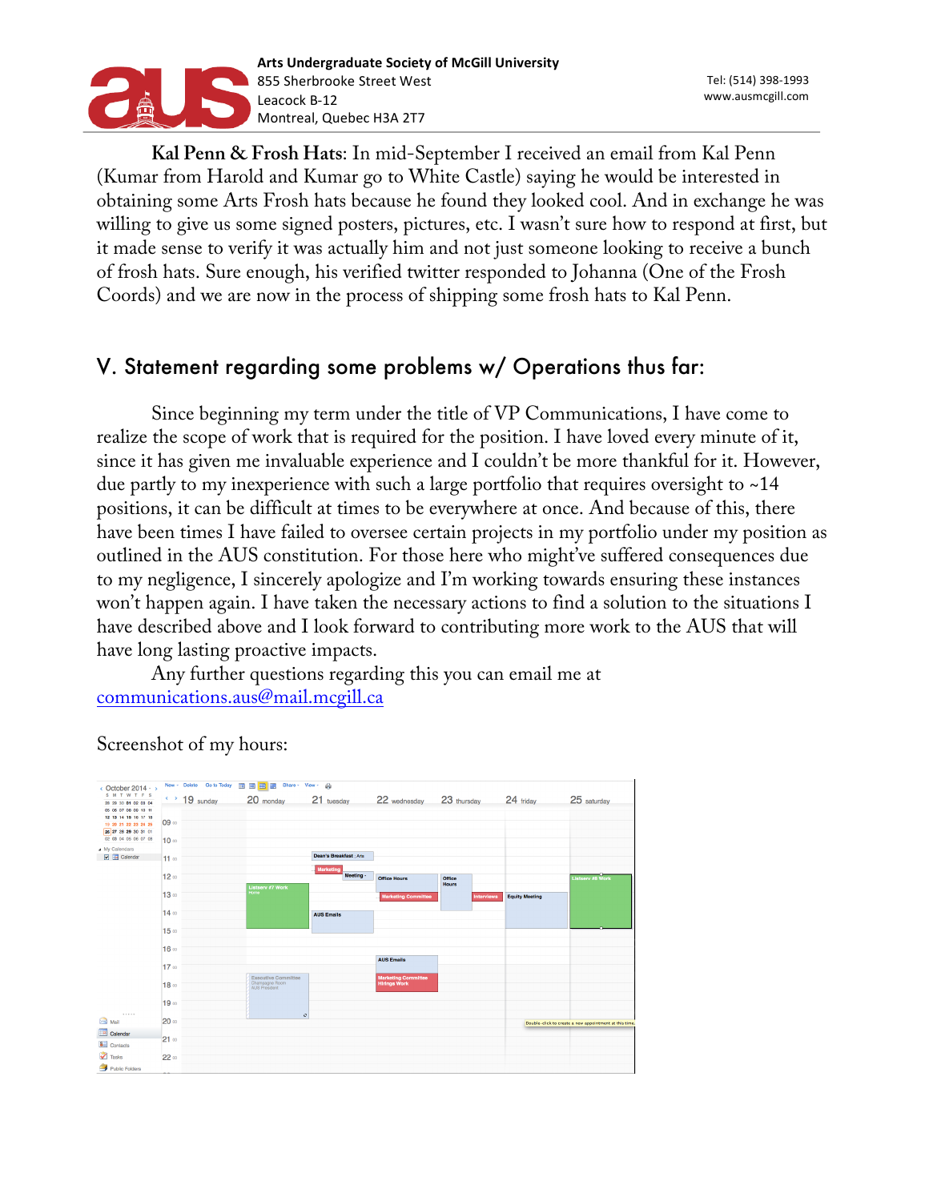**Kal Penn & Frosh Hats**: In mid-September I received an email from Kal Penn (Kumar from Harold and Kumar go to White Castle) saying he would be interested in obtaining some Arts Frosh hats because he found they looked cool. And in exchange he was willing to give us some signed posters, pictures, etc. I wasn't sure how to respond at first, but it made sense to verify it was actually him and not just someone looking to receive a bunch of frosh hats. Sure enough, his verified twitter responded to Johanna (One of the Frosh Coords) and we are now in the process of shipping some frosh hats to Kal Penn.

## V. Statement regarding some problems w/ Operations thus far:

Since beginning my term under the title of VP Communications, I have come to realize the scope of work that is required for the position. I have loved every minute of it, since it has given me invaluable experience and I couldn't be more thankful for it. However, due partly to my inexperience with such a large portfolio that requires oversight to ~14 positions, it can be difficult at times to be everywhere at once. And because of this, there have been times I have failed to oversee certain projects in my portfolio under my position as outlined in the AUS constitution. For those here who might've suffered consequences due to my negligence, I sincerely apologize and I'm working towards ensuring these instances won't happen again. I have taken the necessary actions to find a solution to the situations I have described above and I look forward to contributing more work to the AUS that will have long lasting proactive impacts.

Any further questions regarding this you can email me at communications.aus@mail.mcgill.ca

Screenshot of my hours:

October 2014

19 sunday | 20 monday | 21 tuesday | 22 wednesday | 23 thursday | 24 friday | 25 saturday

09 10 11 12 13 14 15 16 17 18 19 20 21 22

Dean's Breakfast : Arts
Marketing
Meeting
Listserv #7 Work
Office Hours
Office Hours
Marketing Committee
Interviews
Equity Meeting
Listserv #8 Work
AUS Emails
AUS Emails
Executive Committee
Marketing Committee Hirings Work
Double-click to create a new appointment at this time.